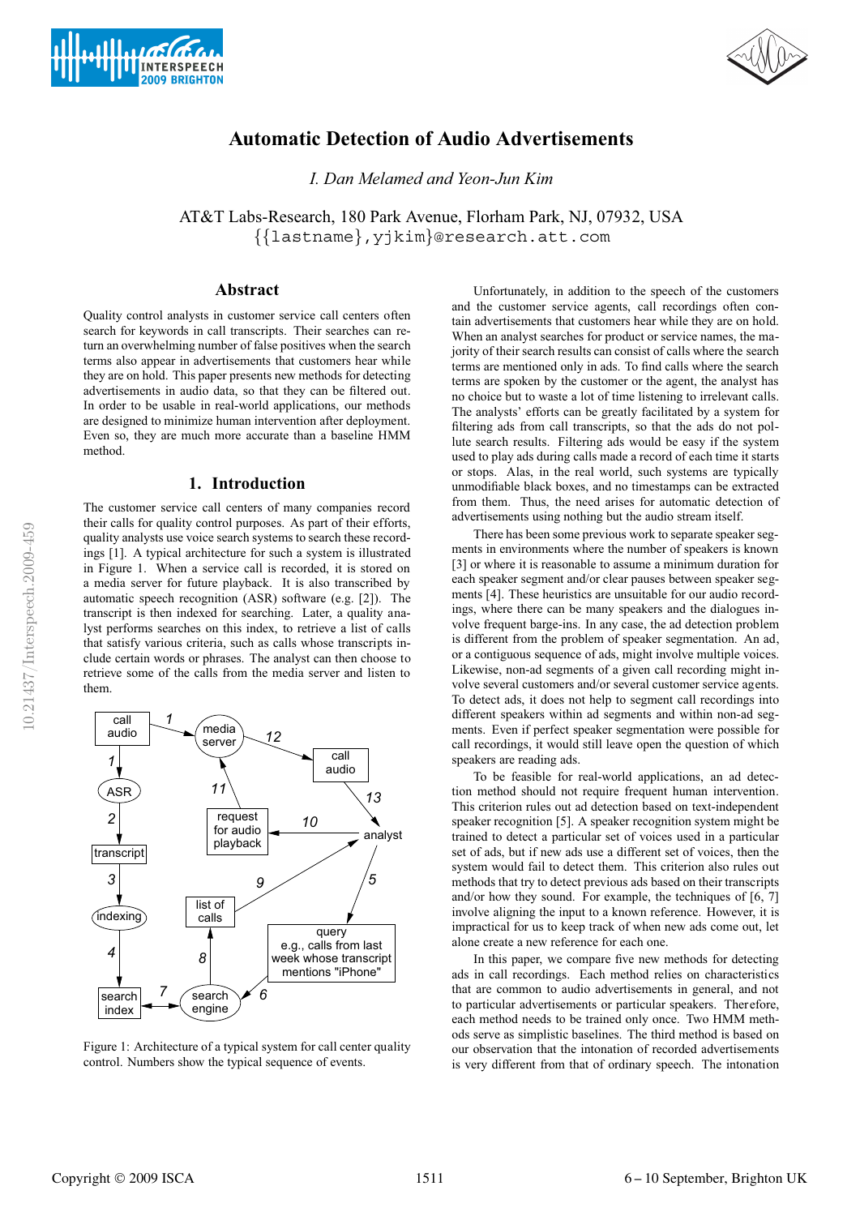# Automatic Detection of Audio Advertisements

*I. Dan Melamed and Yeon-Jun Kim*

AT&T Labs-Research, 180 Park Avenue, Florham Park, NJ, 07932, USA
{{lastname},yjkim}@research.att.com

## Abstract

Quality control analysts in customer service call centers often search for keywords in call transcripts. Their searches can return an overwhelming number of false positives when the search terms also appear in advertisements that customers hear while they are on hold. This paper presents new methods for detecting advertisements in audio data, so that they can be filtered out. In order to be usable in real-world applications, our methods are designed to minimize human intervention after deployment. Even so, they are much more accurate than a baseline HMM method.

## 1. Introduction

The customer service call centers of many companies record their calls for quality control purposes. As part of their efforts, quality analysts use voice search systems to search these recordings [1]. A typical architecture for such a system is illustrated in Figure 1. When a service call is recorded, it is stored on a media server for future playback. It is also transcribed by automatic speech recognition (ASR) software (e.g. [2]). The transcript is then indexed for searching. Later, a quality analyst performs searches on this index, to retrieve a list of calls that satisfy various criteria, such as calls whose transcripts include certain words or phrases. The analyst can then choose to retrieve some of the calls from the media server and listen to them.

Figure 1: Architecture of a typical system for call center quality control. Numbers show the typical sequence of events.

Unfortunately, in addition to the speech of the customers and the customer service agents, call recordings often contain advertisements that customers hear while they are on hold. When an analyst searches for product or service names, the majority of their search results can consist of calls where the search terms are mentioned only in ads. To find calls where the search terms are spoken by the customer or the agent, the analyst has no choice but to waste a lot of time listening to irrelevant calls. The analysts' efforts can be greatly facilitated by a system for filtering ads from call transcripts, so that the ads do not pollute search results. Filtering ads would be easy if the system used to play ads during calls made a record of each time it starts or stops. Alas, in the real world, such systems are typically unmodifiable black boxes, and no timestamps can be extracted from them. Thus, the need arises for automatic detection of advertisements using nothing but the audio stream itself.

There has been some previous work to separate speaker segments in environments where the number of speakers is known [3] or where it is reasonable to assume a minimum duration for each speaker segment and/or clear pauses between speaker segments [4]. These heuristics are unsuitable for our audio recordings, where there can be many speakers and the dialogues involve frequent barge-ins. In any case, the ad detection problem is different from the problem of speaker segmentation. An ad, or a contiguous sequence of ads, might involve multiple voices. Likewise, non-ad segments of a given call recording might involve several customers and/or several customer service agents. To detect ads, it does not help to segment call recordings into different speakers within ad segments and within non-ad segments. Even if perfect speaker segmentation were possible for call recordings, it would still leave open the question of which speakers are reading ads.

To be feasible for real-world applications, an ad detection method should not require frequent human intervention. This criterion rules out ad detection based on text-independent speaker recognition [5]. A speaker recognition system might be trained to detect a particular set of voices used in a particular set of ads, but if new ads use a different set of voices, then the system would fail to detect them. This criterion also rules out methods that try to detect previous ads based on their transcripts and/or how they sound. For example, the techniques of [6, 7] involve aligning the input to a known reference. However, it is impractical for us to keep track of when new ads come out, let alone create a new reference for each one.

In this paper, we compare five new methods for detecting ads in call recordings. Each method relies on characteristics that are common to audio advertisements in general, and not to particular advertisements or particular speakers. Therefore, each method needs to be trained only once. Two HMM methods serve as simplistic baselines. The third method is based on our observation that the intonation of recorded advertisements is very different from that of ordinary speech. The intonation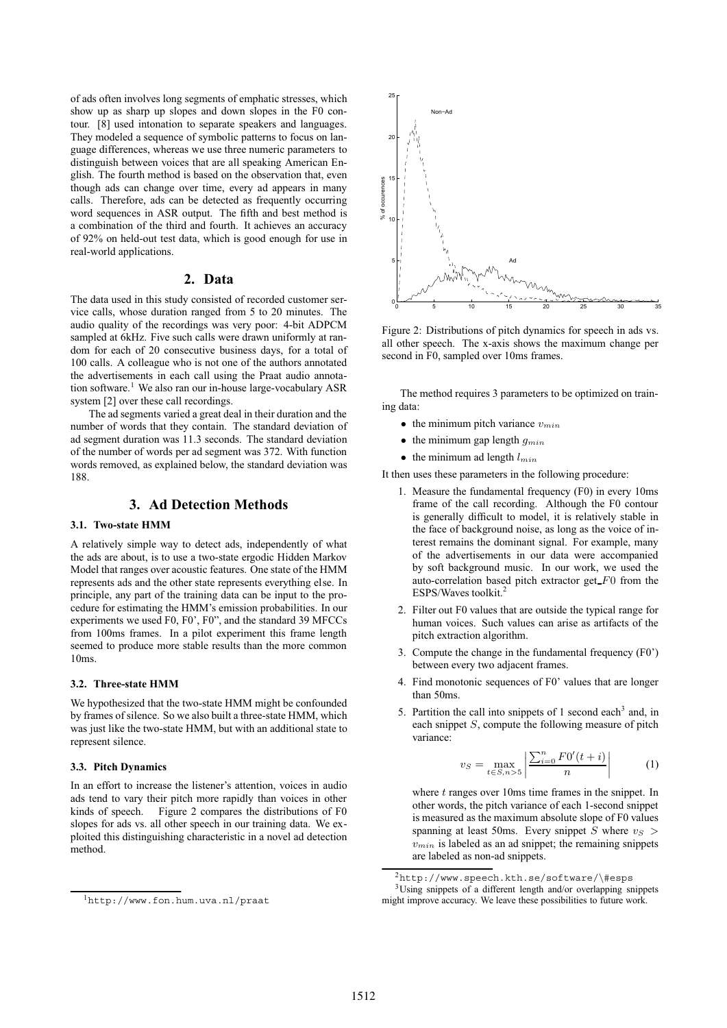of ads often involves long segments of emphatic stresses, which show up as sharp up slopes and down slopes in the F0 contour. [8] used intonation to separate speakers and languages. They modeled a sequence of symbolic patterns to focus on language differences, whereas we use three numeric parameters to distinguish between voices that are all speaking American English. The fourth method is based on the observation that, even though ads can change over time, every ad appears in many calls. Therefore, ads can be detected as frequently occurring word sequences in ASR output. The fifth and best method is a combination of the third and fourth. It achieves an accuracy of 92% on held-out test data, which is good enough for use in real-world applications.

## 2. Data

The data used in this study consisted of recorded customer service calls, whose duration ranged from 5 to 20 minutes. The audio quality of the recordings was very poor: 4-bit ADPCM sampled at 6kHz. Five such calls were drawn uniformly at random for each of 20 consecutive business days, for a total of 100 calls. A colleague who is not one of the authors annotated the advertisements in each call using the Praat audio annotation software.[1] We also ran our in-house large-vocabulary ASR system [2] over these call recordings.

The ad segments varied a great deal in their duration and the number of words that they contain. The standard deviation of ad segment duration was 11.3 seconds. The standard deviation of the number of words per ad segment was 372. With function words removed, as explained below, the standard deviation was 188.

## 3. Ad Detection Methods

### 3.1. Two-state HMM

A relatively simple way to detect ads, independently of what the ads are about, is to use a two-state ergodic Hidden Markov Model that ranges over acoustic features. One state of the HMM represents ads and the other state represents everything else. In principle, any part of the training data can be input to the procedure for estimating the HMM's emission probabilities. In our experiments we used F0, F0', F0'', and the standard 39 MFCCs from 100ms frames. In a pilot experiment this frame length seemed to produce more stable results than the more common 10ms.

### 3.2. Three-state HMM

We hypothesized that the two-state HMM might be confounded by frames of silence. So we also built a three-state HMM, which was just like the two-state HMM, but with an additional state to represent silence.

### 3.3. Pitch Dynamics

In an effort to increase the listener's attention, voices in audio ads tend to vary their pitch more rapidly than voices in other kinds of speech. Figure 2 compares the distributions of F0 slopes for ads vs. all other speech in our training data. We exploited this distinguishing characteristic in a novel ad detection method.

Figure 2: Distributions of pitch dynamics for speech in ads vs. all other speech. The x-axis shows the maximum change per second in F0, sampled over 10ms frames.

The method requires 3 parameters to be optimized on training data:

- the minimum pitch variance $v_{min}$
- the minimum gap length $g_{min}$
- the minimum ad length $l_{min}$

It then uses these parameters in the following procedure:

1. Measure the fundamental frequency (F0) in every 10ms frame of the call recording. Although the F0 contour is generally difficult to model, it is relatively stable in the face of background noise, as long as the voice of interest remains the dominant signal. For example, many of the advertisements in our data were accompanied by soft background music. In our work, we used the auto-correlation based pitch extractor get_$F0$ from the ESPS/Waves toolkit.[2]
2. Filter out F0 values that are outside the typical range for human voices. Such values can arise as artifacts of the pitch extraction algorithm.
3. Compute the change in the fundamental frequency (F0') between every two adjacent frames.
4. Find monotonic sequences of F0' values that are longer than 50ms.
5. Partition the call into snippets of 1 second each[3] and, in each snippet $S$, compute the following measure of pitch variance:

$$v_S = \max_{t \in S, n > 5} \left| \frac{\sum_{i=0}^{n} F0'(t+i)}{n} \right| \tag{1}$$

where $t$ ranges over 10ms time frames in the snippet. In other words, the pitch variance of each 1-second snippet is measured as the maximum absolute slope of F0 values spanning at least 50ms. Every snippet $S$ where $v_S > v_{min}$ is labeled as an ad snippet; the remaining snippets are labeled as non-ad snippets.

[1] http://www.fon.hum.uva.nl/praat

[2] http://www.speech.kth.se/software/\#esps

[3] Using snippets of a different length and/or overlapping snippets might improve accuracy. We leave these possibilities to future work.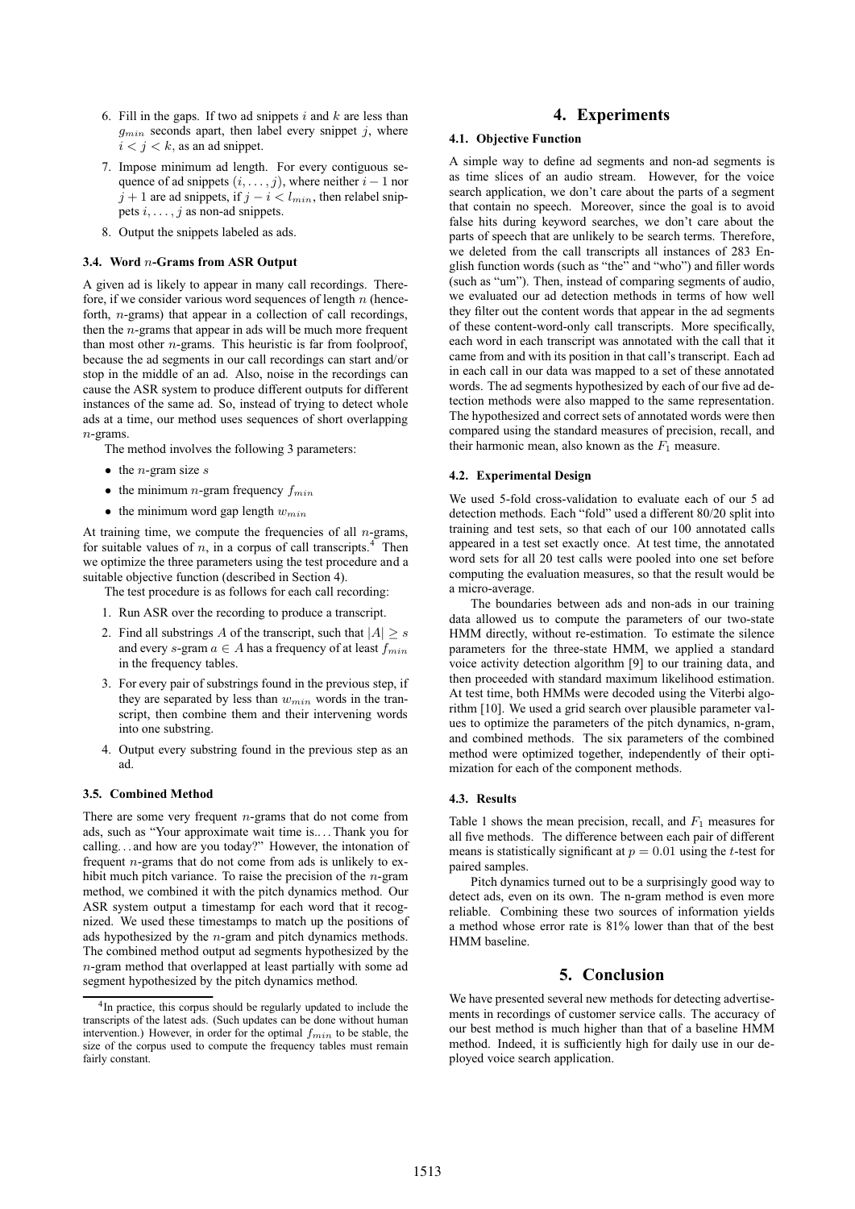6. Fill in the gaps. If two ad snippets $i$ and $k$ are less than $g_{min}$ seconds apart, then label every snippet $j$, where $i < j < k$, as an ad snippet.
7. Impose minimum ad length. For every contiguous sequence of ad snippets $(i, \ldots, j)$, where neither $i - 1$ nor $j + 1$ are ad snippets, if $j - i < l_{min}$, then relabel snippets $i, \ldots, j$ as non-ad snippets.
8. Output the snippets labeled as ads.

### 3.4. Word $n$-Grams from ASR Output

A given ad is likely to appear in many call recordings. Therefore, if we consider various word sequences of length $n$ (henceforth, $n$-grams) that appear in a collection of call recordings, then the $n$-grams that appear in ads will be much more frequent than most other $n$-grams. This heuristic is far from foolproof, because the ad segments in our call recordings can start and/or stop in the middle of an ad. Also, noise in the recordings can cause the ASR system to produce different outputs for different instances of the same ad. So, instead of trying to detect whole ads at a time, our method uses sequences of short overlapping $n$-grams.

The method involves the following 3 parameters:

- the $n$-gram size $s$
- the minimum $n$-gram frequency $f_{min}$
- the minimum word gap length $w_{min}$

At training time, we compute the frequencies of all $n$-grams, for suitable values of $n$, in a corpus of call transcripts.[4] Then we optimize the three parameters using the test procedure and a suitable objective function (described in Section 4).

The test procedure is as follows for each call recording:

1. Run ASR over the recording to produce a transcript.
2. Find all substrings $A$ of the transcript, such that $|A| \geq s$ and every $s$-gram $a \in A$ has a frequency of at least $f_{min}$ in the frequency tables.
3. For every pair of substrings found in the previous step, if they are separated by less than $w_{min}$ words in the transcript, then combine them and their intervening words into one substring.
4. Output every substring found in the previous step as an ad.

### 3.5. Combined Method

There are some very frequent $n$-grams that do not come from ads, such as "Your approximate wait time is…. Thank you for calling… and how are you today?" However, the intonation of frequent $n$-grams that do not come from ads is unlikely to exhibit much pitch variance. To raise the precision of the $n$-gram method, we combined it with the pitch dynamics method. Our ASR system output a timestamp for each word that it recognized. We used these timestamps to match up the positions of ads hypothesized by the $n$-gram and pitch dynamics methods. The combined method output ad segments hypothesized by the $n$-gram method that overlapped at least partially with some ad segment hypothesized by the pitch dynamics method.

[4] In practice, this corpus should be regularly updated to include the transcripts of the latest ads. (Such updates can be done without human intervention.) However, in order for the optimal $f_{min}$ to be stable, the size of the corpus used to compute the frequency tables must remain fairly constant.

## 4. Experiments

### 4.1. Objective Function

A simple way to define ad segments and non-ad segments is as time slices of an audio stream. However, for the voice search application, we don't care about the parts of a segment that contain no speech. Moreover, since the goal is to avoid false hits during keyword searches, we don't care about the parts of speech that are unlikely to be search terms. Therefore, we deleted from the call transcripts all instances of 283 English function words (such as "the" and "who") and filler words (such as "um"). Then, instead of comparing segments of audio, we evaluated our ad detection methods in terms of how well they filter out the content words that appear in the ad segments of these content-word-only call transcripts. More specifically, each word in each transcript was annotated with the call that it came from and with its position in that call's transcript. Each ad in each call in our data was mapped to a set of these annotated words. The ad segments hypothesized by each of our five ad detection methods were also mapped to the same representation. The hypothesized and correct sets of annotated words were then compared using the standard measures of precision, recall, and their harmonic mean, also known as the $F_1$ measure.

### 4.2. Experimental Design

We used 5-fold cross-validation to evaluate each of our 5 ad detection methods. Each "fold" used a different 80/20 split into training and test sets, so that each of our 100 annotated calls appeared in a test set exactly once. At test time, the annotated word sets for all 20 test calls were pooled into one set before computing the evaluation measures, so that the result would be a micro-average.

The boundaries between ads and non-ads in our training data allowed us to compute the parameters of our two-state HMM directly, without re-estimation. To estimate the silence parameters for the three-state HMM, we applied a standard voice activity detection algorithm [9] to our training data, and then proceeded with standard maximum likelihood estimation. At test time, both HMMs were decoded using the Viterbi algorithm [10]. We used a grid search over plausible parameter values to optimize the parameters of the pitch dynamics, n-gram, and combined methods. The six parameters of the combined method were optimized together, independently of their optimization for each of the component methods.

### 4.3. Results

Table 1 shows the mean precision, recall, and $F_1$ measures for all five methods. The difference between each pair of different means is statistically significant at $p = 0.01$ using the $t$-test for paired samples.

Pitch dynamics turned out to be a surprisingly good way to detect ads, even on its own. The n-gram method is even more reliable. Combining these two sources of information yields a method whose error rate is 81% lower than that of the best HMM baseline.

## 5. Conclusion

We have presented several new methods for detecting advertisements in recordings of customer service calls. The accuracy of our best method is much higher than that of a baseline HMM method. Indeed, it is sufficiently high for daily use in our deployed voice search application.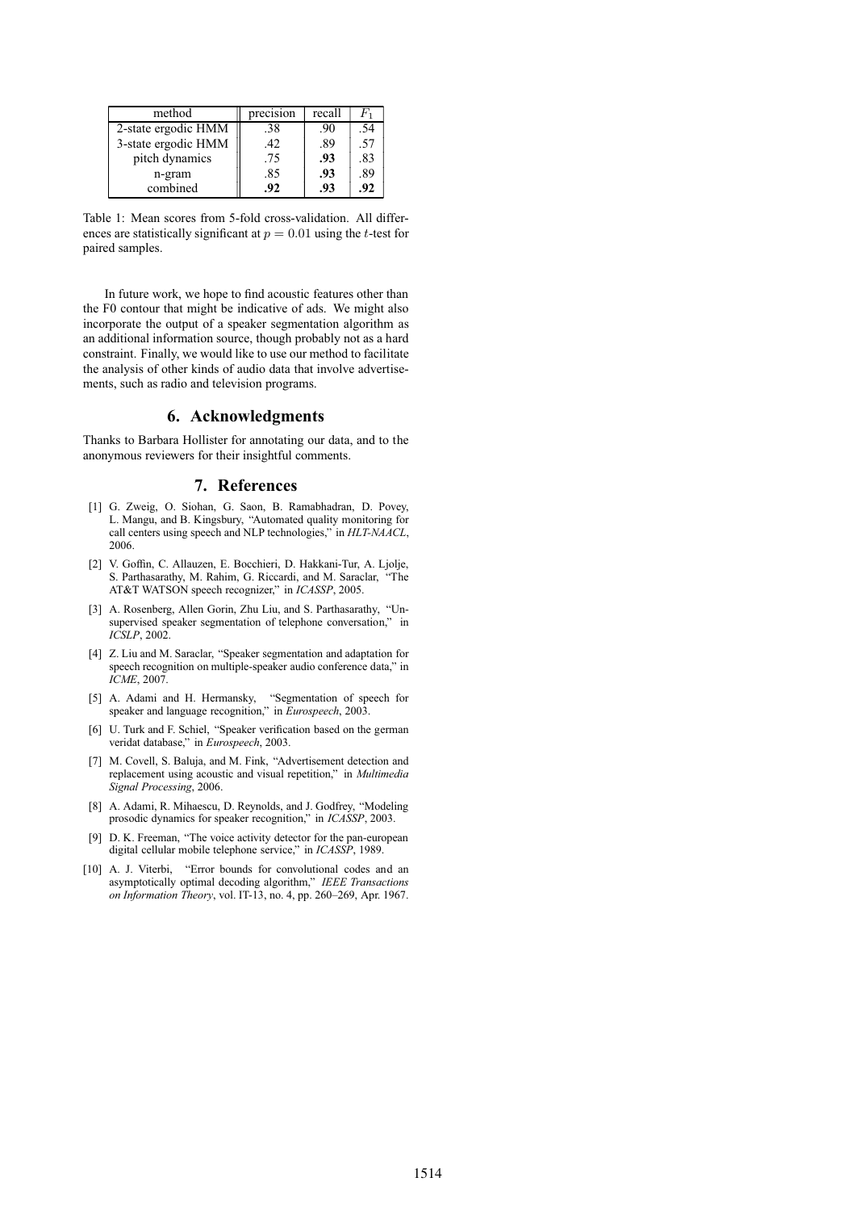| method | precision | recall | $F_1$ |
|---|---|---|---|
| 2-state ergodic HMM | .38 | .90 | .54 |
| 3-state ergodic HMM | .42 | .89 | .57 |
| pitch dynamics | .75 | **.93** | .83 |
| n-gram | .85 | **.93** | .89 |
| combined | **.92** | **.93** | **.92** |

Table 1: Mean scores from 5-fold cross-validation. All differences are statistically significant at $p = 0.01$ using the $t$-test for paired samples.

In future work, we hope to find acoustic features other than the F0 contour that might be indicative of ads. We might also incorporate the output of a speaker segmentation algorithm as an additional information source, though probably not as a hard constraint. Finally, we would like to use our method to facilitate the analysis of other kinds of audio data that involve advertisements, such as radio and television programs.

## 6. Acknowledgments

Thanks to Barbara Hollister for annotating our data, and to the anonymous reviewers for their insightful comments.

## 7. References

[1] G. Zweig, O. Siohan, G. Saon, B. Ramabhadran, D. Povey, L. Mangu, and B. Kingsbury, "Automated quality monitoring for call centers using speech and NLP technologies," in *HLT-NAACL*, 2006.

[2] V. Goffin, C. Allauzen, E. Bocchieri, D. Hakkani-Tur, A. Ljolje, S. Parthasarathy, M. Rahim, G. Riccardi, and M. Saraclar, "The AT&T WATSON speech recognizer," in *ICASSP*, 2005.

[3] A. Rosenberg, Allen Gorin, Zhu Liu, and S. Parthasarathy, "Unsupervised speaker segmentation of telephone conversation," in *ICSLP*, 2002.

[4] Z. Liu and M. Saraclar, "Speaker segmentation and adaptation for speech recognition on multiple-speaker audio conference data," in *ICME*, 2007.

[5] A. Adami and H. Hermansky, "Segmentation of speech for speaker and language recognition," in *Eurospeech*, 2003.

[6] U. Turk and F. Schiel, "Speaker verification based on the german veridat database," in *Eurospeech*, 2003.

[7] M. Covell, S. Baluja, and M. Fink, "Advertisement detection and replacement using acoustic and visual repetition," in *Multimedia Signal Processing*, 2006.

[8] A. Adami, R. Mihaescu, D. Reynolds, and J. Godfrey, "Modeling prosodic dynamics for speaker recognition," in *ICASSP*, 2003.

[9] D. K. Freeman, "The voice activity detector for the pan-european digital cellular mobile telephone service," in *ICASSP*, 1989.

[10] A. J. Viterbi, "Error bounds for convolutional codes and an asymptotically optimal decoding algorithm," *IEEE Transactions on Information Theory*, vol. IT-13, no. 4, pp. 260–269, Apr. 1967.